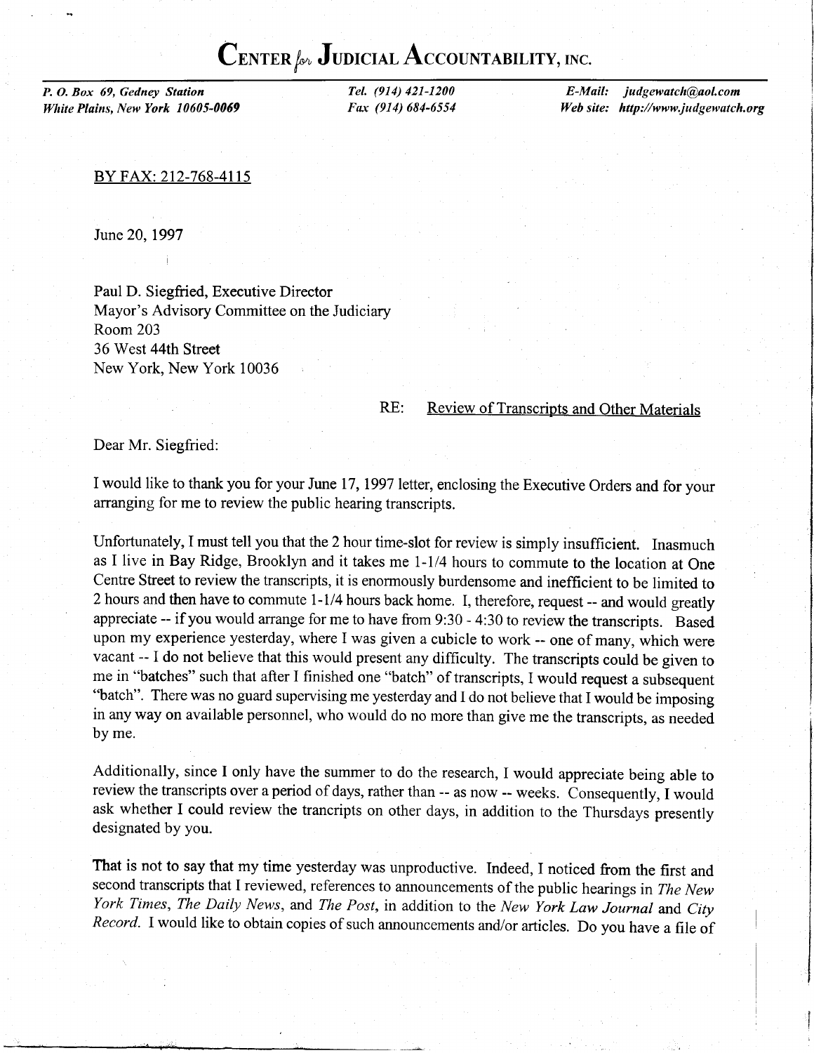# CENTER *for* JUDICIAL ACCOUNTABILITY, INC.

***P. O. Box 69, Gedney Station***
***White Plains, New York 10605-0069***

*Tel. (914) 421-1200*
*Fax (914) 684-6554*

***E-Mail:** judgewatch@aol.com*
***Web site:** http://www.judgewatch.org*

BY FAX: 212-768-4115

June 20, 1997

Paul D. Siegfried, Executive Director
Mayor's Advisory Committee on the Judiciary
Room 203
36 West 44th Street
New York, New York 10036

RE: Review of Transcripts and Other Materials

Dear Mr. Siegfried:

I would like to thank you for your June 17, 1997 letter, enclosing the Executive Orders and for your arranging for me to review the public hearing transcripts.

Unfortunately, I must tell you that the 2 hour time-slot for review is simply insufficient. Inasmuch as I live in Bay Ridge, Brooklyn and it takes me 1-1/4 hours to commute to the location at One Centre Street to review the transcripts, it is enormously burdensome and inefficient to be limited to 2 hours and then have to commute 1-1/4 hours back home. I, therefore, request -- and would greatly appreciate -- if you would arrange for me to have from 9:30 - 4:30 to review the transcripts. Based upon my experience yesterday, where I was given a cubicle to work -- one of many, which were vacant -- I do not believe that this would present any difficulty. The transcripts could be given to me in "batches" such that after I finished one "batch" of transcripts, I would request a subsequent "batch". There was no guard supervising me yesterday and I do not believe that I would be imposing in any way on available personnel, who would do no more than give me the transcripts, as needed by me.

Additionally, since I only have the summer to do the research, I would appreciate being able to review the transcripts over a period of days, rather than -- as now -- weeks. Consequently, I would ask whether I could review the trancripts on other days, in addition to the Thursdays presently designated by you.

That is not to say that my time yesterday was unproductive. Indeed, I noticed from the first and second transcripts that I reviewed, references to announcements of the public hearings in *The New York Times*, *The Daily News*, and *The Post*, in addition to the *New York Law Journal* and *City Record*. I would like to obtain copies of such announcements and/or articles. Do you have a file of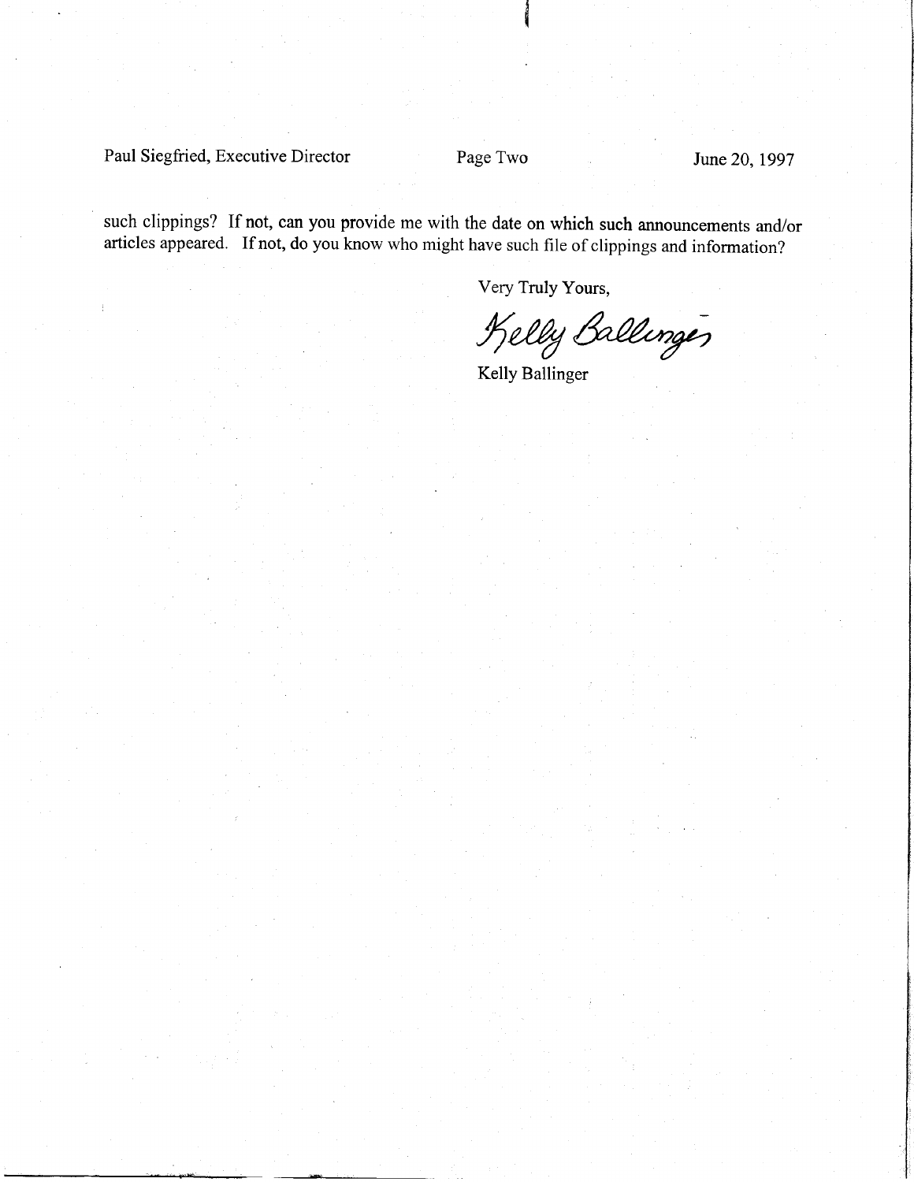such clippings? If not, can you provide me with the date on which such announcements and/or articles appeared. If not, do you know who might have such file of clippings and information?

Very Truly Yours,

Kelly Ballinger

Kelly Ballinger